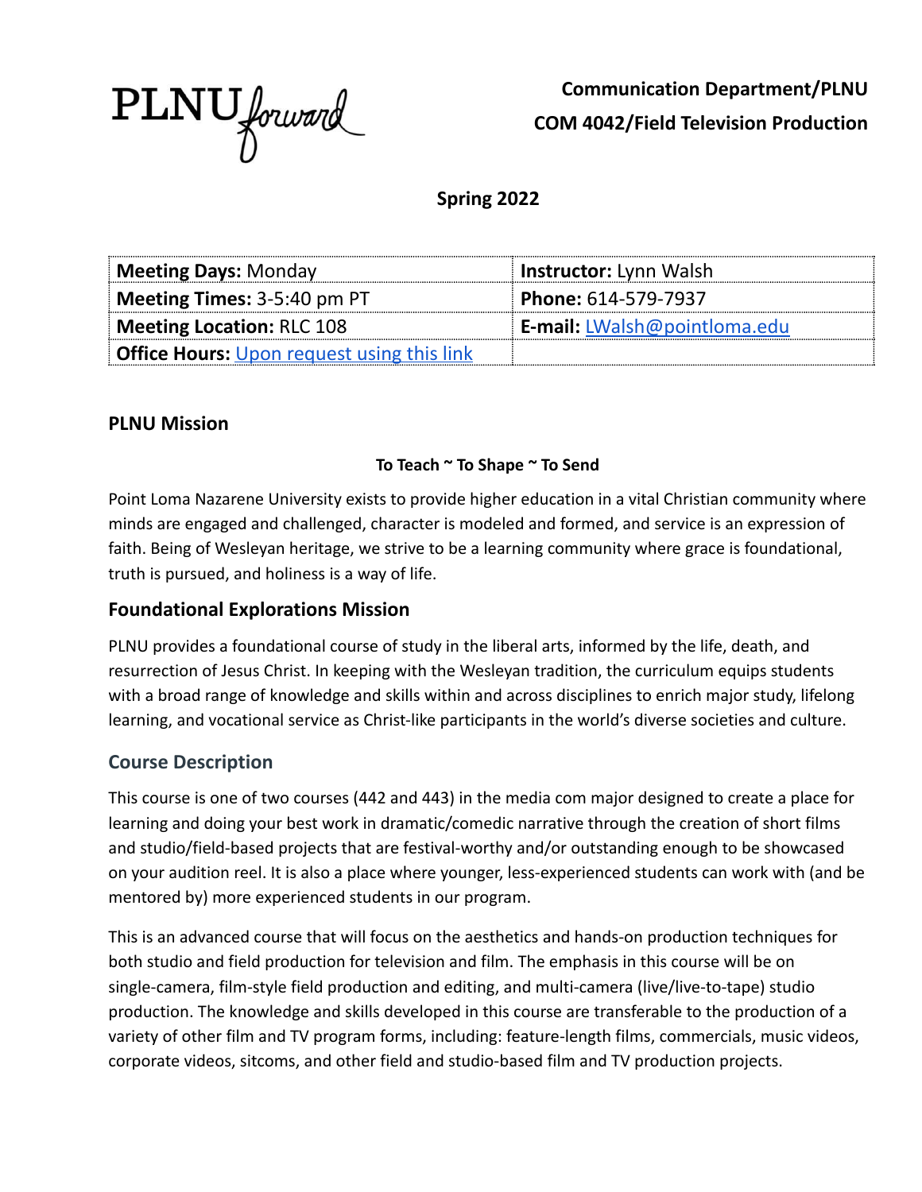PLNU forward

**Communication Department/PLNU**
**COM 4042/Field Television Production**

## Spring 2022

| **Meeting Days:** Monday | **Instructor:** Lynn Walsh |
|---|---|
| **Meeting Times:** 3-5:40 pm PT | **Phone:** 614-579-7937 |
| **Meeting Location:** RLC 108 | **E-mail:** LWalsh@pointloma.edu |
| **Office Hours:** Upon request using this link | |

### PLNU Mission

**To Teach ~ To Shape ~ To Send**

Point Loma Nazarene University exists to provide higher education in a vital Christian community where minds are engaged and challenged, character is modeled and formed, and service is an expression of faith. Being of Wesleyan heritage, we strive to be a learning community where grace is foundational, truth is pursued, and holiness is a way of life.

## Foundational Explorations Mission

PLNU provides a foundational course of study in the liberal arts, informed by the life, death, and resurrection of Jesus Christ. In keeping with the Wesleyan tradition, the curriculum equips students with a broad range of knowledge and skills within and across disciplines to enrich major study, lifelong learning, and vocational service as Christ-like participants in the world's diverse societies and culture.

## Course Description

This course is one of two courses (442 and 443) in the media com major designed to create a place for learning and doing your best work in dramatic/comedic narrative through the creation of short films and studio/field-based projects that are festival-worthy and/or outstanding enough to be showcased on your audition reel. It is also a place where younger, less-experienced students can work with (and be mentored by) more experienced students in our program.

This is an advanced course that will focus on the aesthetics and hands-on production techniques for both studio and field production for television and film. The emphasis in this course will be on single-camera, film-style field production and editing, and multi-camera (live/live-to-tape) studio production. The knowledge and skills developed in this course are transferable to the production of a variety of other film and TV program forms, including: feature-length films, commercials, music videos, corporate videos, sitcoms, and other field and studio-based film and TV production projects.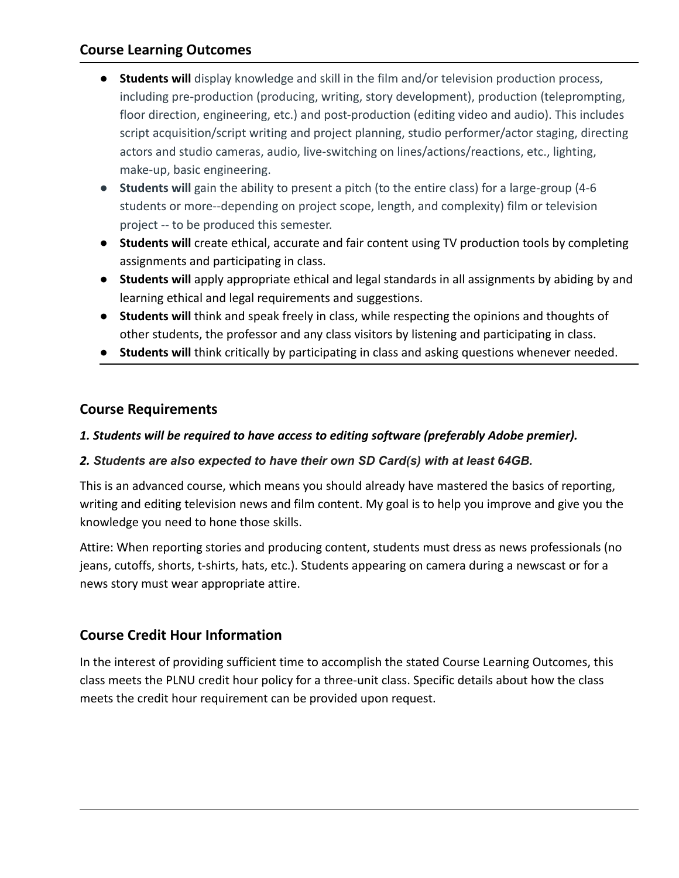## Course Learning Outcomes

- **Students will** display knowledge and skill in the film and/or television production process, including pre-production (producing, writing, story development), production (teleprompting, floor direction, engineering, etc.) and post-production (editing video and audio). This includes script acquisition/script writing and project planning, studio performer/actor staging, directing actors and studio cameras, audio, live-switching on lines/actions/reactions, etc., lighting, make-up, basic engineering.
- **Students will** gain the ability to present a pitch (to the entire class) for a large-group (4-6 students or more--depending on project scope, length, and complexity) film or television project -- to be produced this semester.
- **Students will** create ethical, accurate and fair content using TV production tools by completing assignments and participating in class.
- **Students will** apply appropriate ethical and legal standards in all assignments by abiding by and learning ethical and legal requirements and suggestions.
- **Students will** think and speak freely in class, while respecting the opinions and thoughts of other students, the professor and any class visitors by listening and participating in class.
- **Students will** think critically by participating in class and asking questions whenever needed.

## Course Requirements

***1. Students will be required to have access to editing software (preferably Adobe premier).***

***2. Students are also expected to have their own SD Card(s) with at least 64GB.***

This is an advanced course, which means you should already have mastered the basics of reporting, writing and editing television news and film content. My goal is to help you improve and give you the knowledge you need to hone those skills.

Attire: When reporting stories and producing content, students must dress as news professionals (no jeans, cutoffs, shorts, t-shirts, hats, etc.). Students appearing on camera during a newscast or for a news story must wear appropriate attire.

## Course Credit Hour Information

In the interest of providing sufficient time to accomplish the stated Course Learning Outcomes, this class meets the PLNU credit hour policy for a three-unit class. Specific details about how the class meets the credit hour requirement can be provided upon request.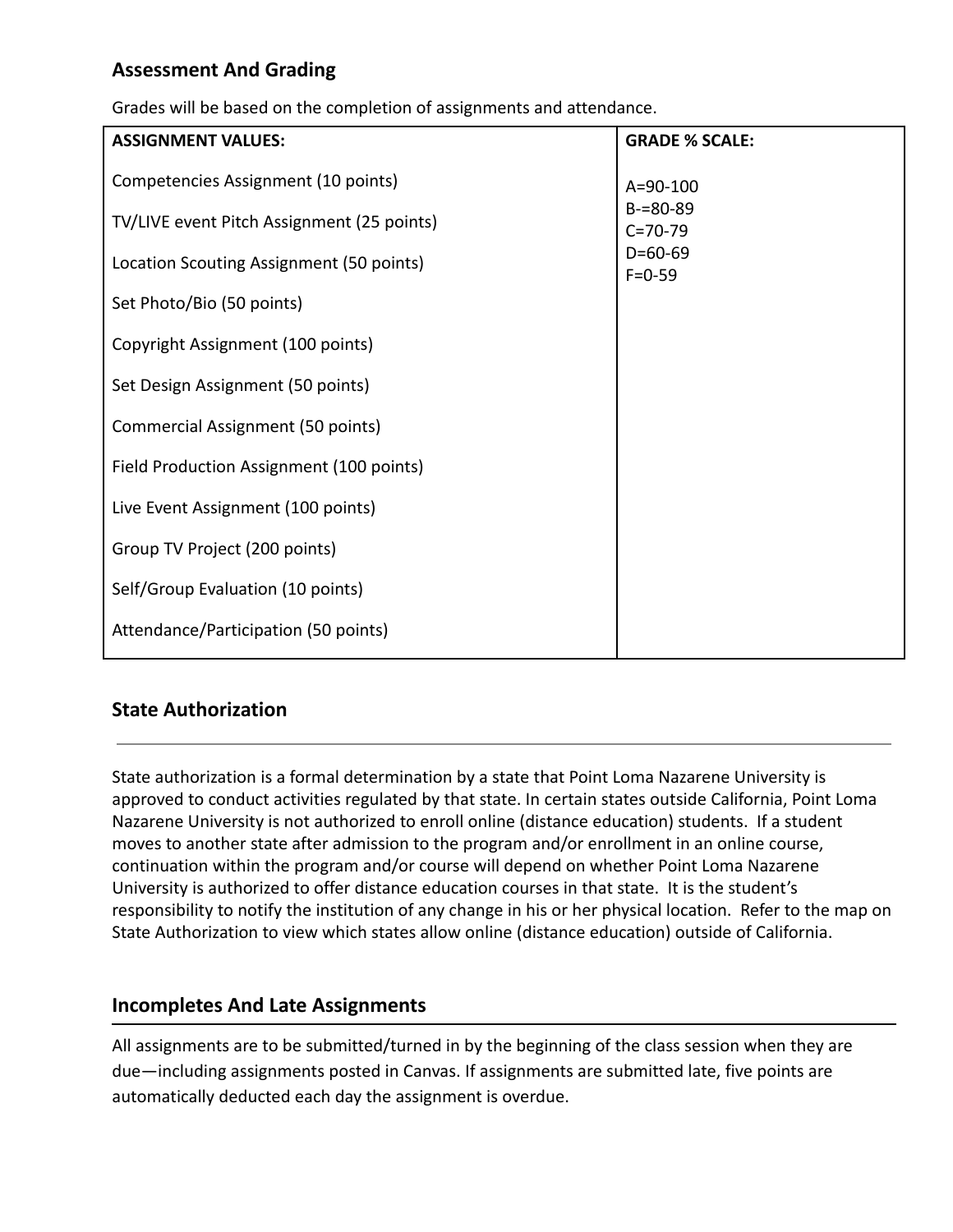## Assessment And Grading

Grades will be based on the completion of assignments and attendance.

| ASSIGNMENT VALUES: | GRADE % SCALE: |
|---|---|
| Competencies Assignment (10 points)<br>TV/LIVE event Pitch Assignment (25 points)<br>Location Scouting Assignment (50 points)<br>Set Photo/Bio (50 points)<br>Copyright Assignment (100 points)<br>Set Design Assignment (50 points)<br>Commercial Assignment (50 points)<br>Field Production Assignment (100 points)<br>Live Event Assignment (100 points)<br>Group TV Project (200 points)<br>Self/Group Evaluation (10 points)<br>Attendance/Participation (50 points) | A=90-100<br>B-=80-89<br>C=70-79<br>D=60-69<br>F=0-59 |

## State Authorization

State authorization is a formal determination by a state that Point Loma Nazarene University is approved to conduct activities regulated by that state. In certain states outside California, Point Loma Nazarene University is not authorized to enroll online (distance education) students. If a student moves to another state after admission to the program and/or enrollment in an online course, continuation within the program and/or course will depend on whether Point Loma Nazarene University is authorized to offer distance education courses in that state. It is the student's responsibility to notify the institution of any change in his or her physical location. Refer to the map on State Authorization to view which states allow online (distance education) outside of California.

## Incompletes And Late Assignments

All assignments are to be submitted/turned in by the beginning of the class session when they are due—including assignments posted in Canvas. If assignments are submitted late, five points are automatically deducted each day the assignment is overdue.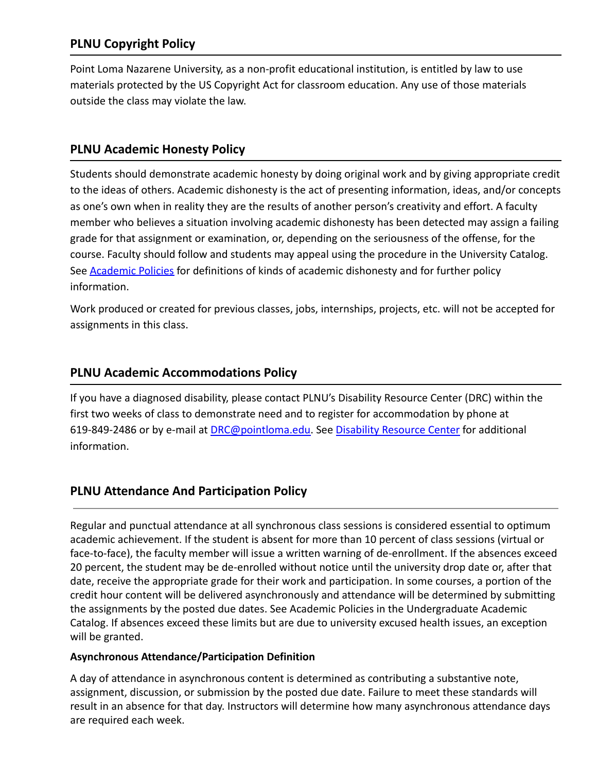## PLNU Copyright Policy

Point Loma Nazarene University, as a non-profit educational institution, is entitled by law to use materials protected by the US Copyright Act for classroom education. Any use of those materials outside the class may violate the law.

## PLNU Academic Honesty Policy

Students should demonstrate academic honesty by doing original work and by giving appropriate credit to the ideas of others. Academic dishonesty is the act of presenting information, ideas, and/or concepts as one's own when in reality they are the results of another person's creativity and effort. A faculty member who believes a situation involving academic dishonesty has been detected may assign a failing grade for that assignment or examination, or, depending on the seriousness of the offense, for the course. Faculty should follow and students may appeal using the procedure in the University Catalog. See [Academic Policies]() for definitions of kinds of academic dishonesty and for further policy information.

Work produced or created for previous classes, jobs, internships, projects, etc. will not be accepted for assignments in this class.

## PLNU Academic Accommodations Policy

If you have a diagnosed disability, please contact PLNU's Disability Resource Center (DRC) within the first two weeks of class to demonstrate need and to register for accommodation by phone at 619-849-2486 or by e-mail at [DRC@pointloma.edu](mailto:DRC@pointloma.edu). See [Disability Resource Center]() for additional information.

## PLNU Attendance And Participation Policy

Regular and punctual attendance at all synchronous class sessions is considered essential to optimum academic achievement. If the student is absent for more than 10 percent of class sessions (virtual or face-to-face), the faculty member will issue a written warning of de-enrollment. If the absences exceed 20 percent, the student may be de-enrolled without notice until the university drop date or, after that date, receive the appropriate grade for their work and participation. In some courses, a portion of the credit hour content will be delivered asynchronously and attendance will be determined by submitting the assignments by the posted due dates. See Academic Policies in the Undergraduate Academic Catalog. If absences exceed these limits but are due to university excused health issues, an exception will be granted.

**Asynchronous Attendance/Participation Definition**

A day of attendance in asynchronous content is determined as contributing a substantive note, assignment, discussion, or submission by the posted due date. Failure to meet these standards will result in an absence for that day. Instructors will determine how many asynchronous attendance days are required each week.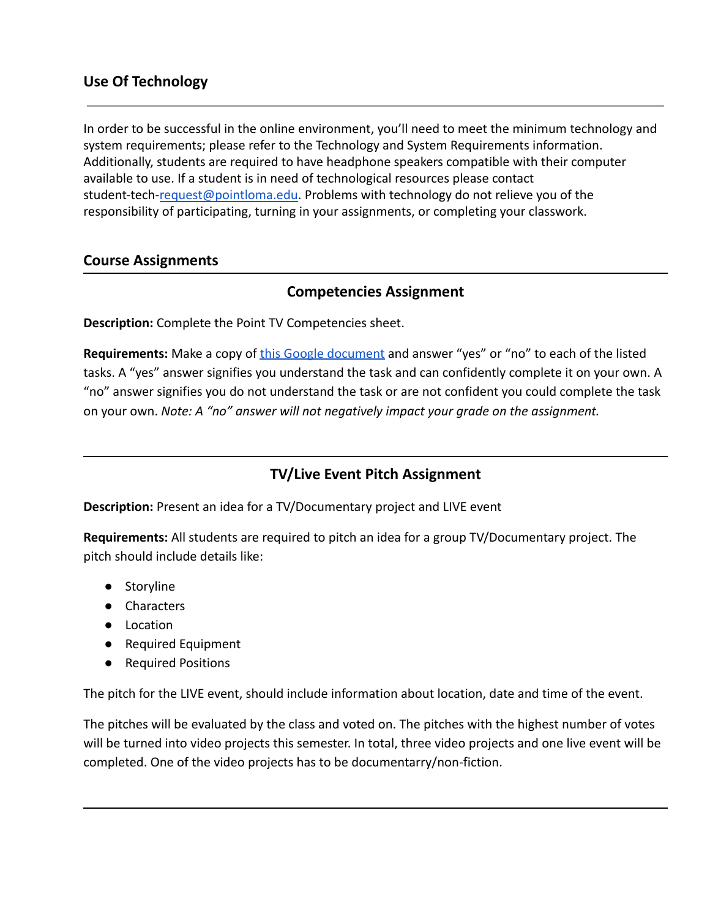## Use Of Technology

In order to be successful in the online environment, you'll need to meet the minimum technology and system requirements; please refer to the Technology and System Requirements information. Additionally, students are required to have headphone speakers compatible with their computer available to use. If a student is in need of technological resources please contact student-tech-request@pointloma.edu. Problems with technology do not relieve you of the responsibility of participating, turning in your assignments, or completing your classwork.

## Course Assignments

### Competencies Assignment

**Description:** Complete the Point TV Competencies sheet.

**Requirements:** Make a copy of this Google document and answer "yes" or "no" to each of the listed tasks. A "yes" answer signifies you understand the task and can confidently complete it on your own. A "no" answer signifies you do not understand the task or are not confident you could complete the task on your own. *Note: A "no" answer will not negatively impact your grade on the assignment.*

### TV/Live Event Pitch Assignment

**Description:** Present an idea for a TV/Documentary project and LIVE event

**Requirements:** All students are required to pitch an idea for a group TV/Documentary project. The pitch should include details like:

- Storyline
- Characters
- Location
- Required Equipment
- Required Positions

The pitch for the LIVE event, should include information about location, date and time of the event.

The pitches will be evaluated by the class and voted on. The pitches with the highest number of votes will be turned into video projects this semester. In total, three video projects and one live event will be completed. One of the video projects has to be documentarry/non-fiction.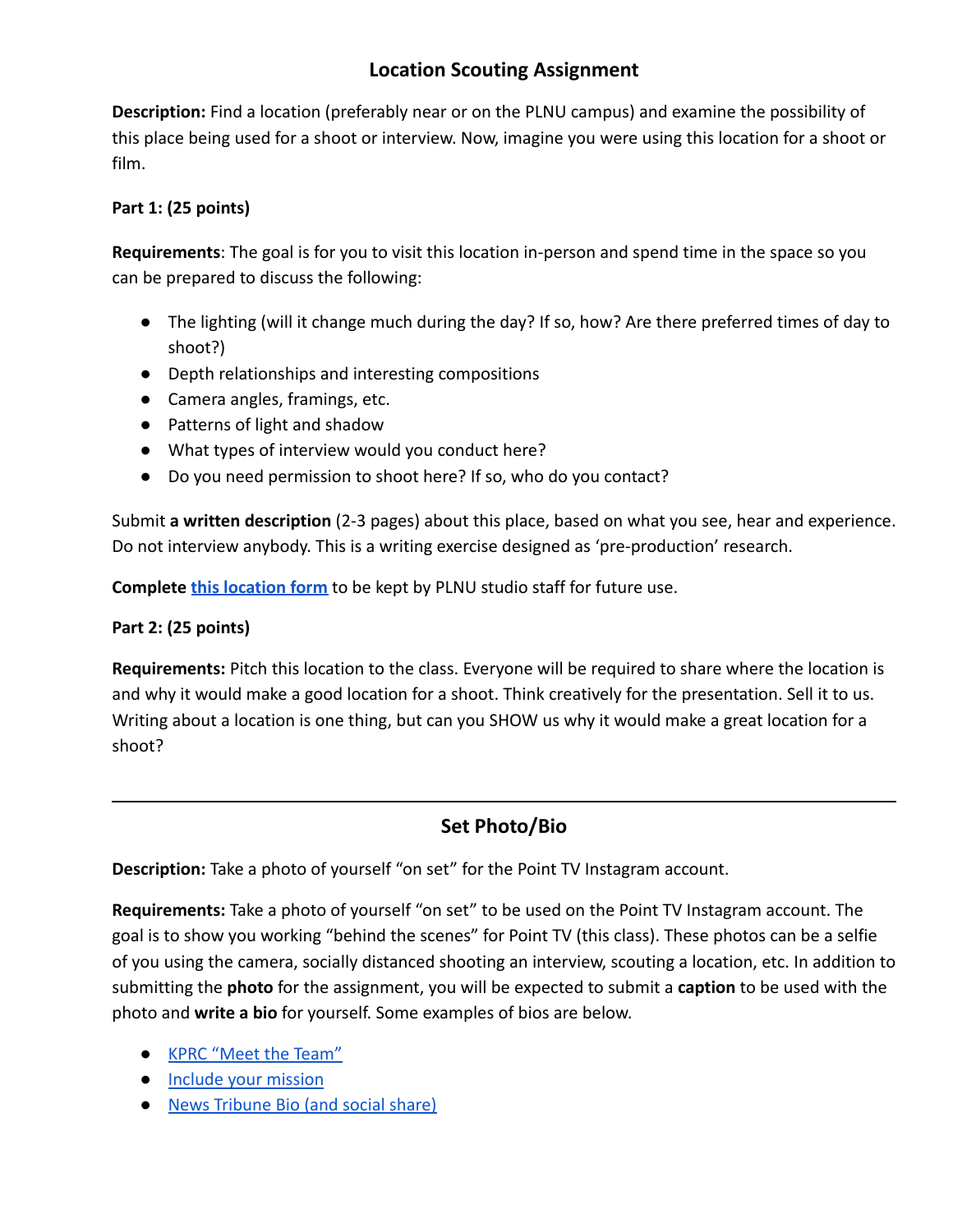## Location Scouting Assignment

**Description:** Find a location (preferably near or on the PLNU campus) and examine the possibility of this place being used for a shoot or interview. Now, imagine you were using this location for a shoot or film.

**Part 1: (25 points)**

**Requirements**: The goal is for you to visit this location in-person and spend time in the space so you can be prepared to discuss the following:

- The lighting (will it change much during the day? If so, how? Are there preferred times of day to shoot?)
- Depth relationships and interesting compositions
- Camera angles, framings, etc.
- Patterns of light and shadow
- What types of interview would you conduct here?
- Do you need permission to shoot here? If so, who do you contact?

Submit **a written description** (2-3 pages) about this place, based on what you see, hear and experience. Do not interview anybody. This is a writing exercise designed as 'pre-production' research.

**Complete this location form** to be kept by PLNU studio staff for future use.

**Part 2: (25 points)**

**Requirements:** Pitch this location to the class. Everyone will be required to share where the location is and why it would make a good location for a shoot. Think creatively for the presentation. Sell it to us. Writing about a location is one thing, but can you SHOW us why it would make a great location for a shoot?

---

## Set Photo/Bio

**Description:** Take a photo of yourself "on set" for the Point TV Instagram account.

**Requirements:** Take a photo of yourself "on set" to be used on the Point TV Instagram account. The goal is to show you working "behind the scenes" for Point TV (this class). These photos can be a selfie of you using the camera, socially distanced shooting an interview, scouting a location, etc. In addition to submitting the **photo** for the assignment, you will be expected to submit a **caption** to be used with the photo and **write a bio** for yourself. Some examples of bios are below.

- KPRC "Meet the Team"
- Include your mission
- News Tribune Bio (and social share)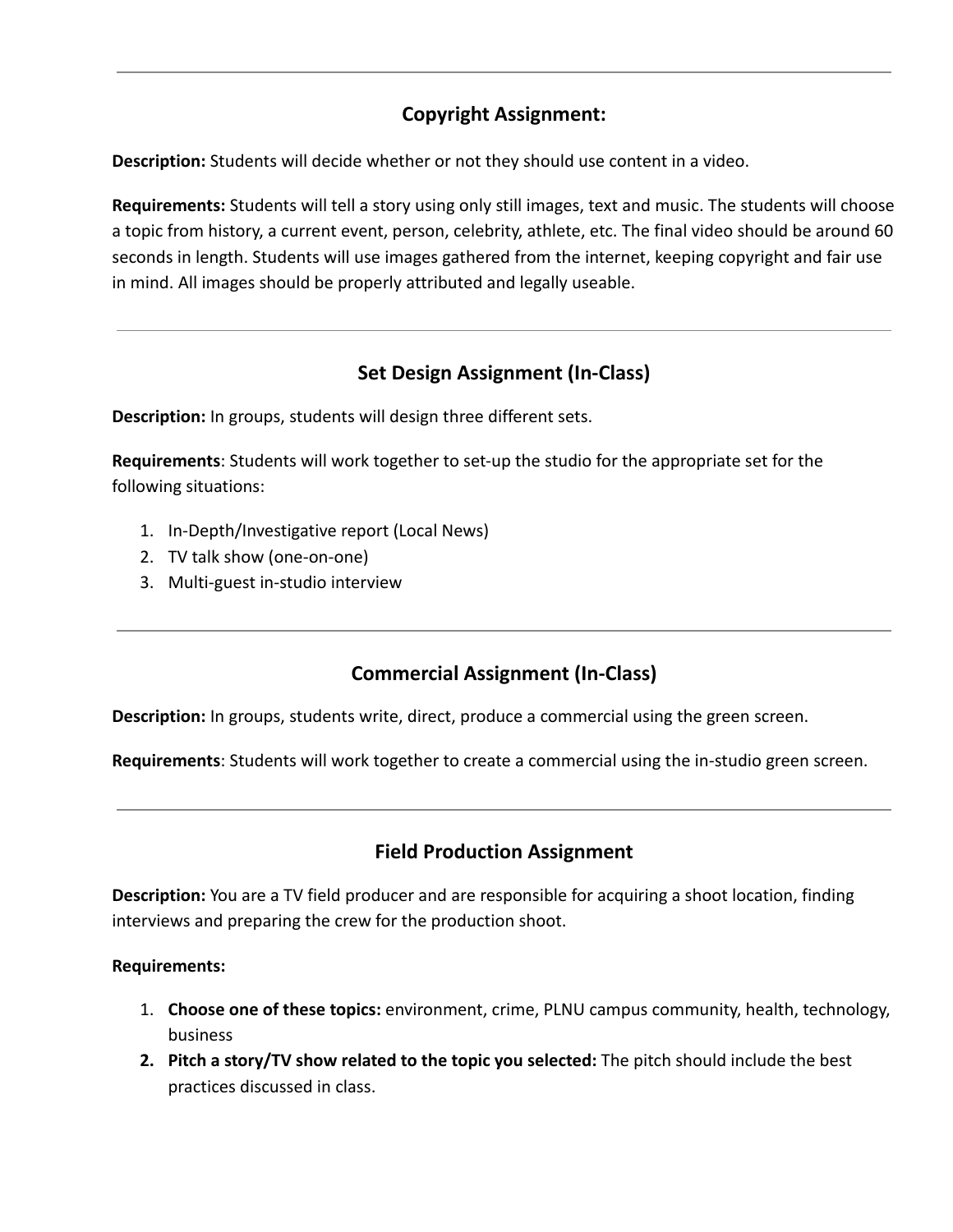---

## Copyright Assignment:

**Description:** Students will decide whether or not they should use content in a video.

**Requirements:** Students will tell a story using only still images, text and music. The students will choose a topic from history, a current event, person, celebrity, athlete, etc. The final video should be around 60 seconds in length. Students will use images gathered from the internet, keeping copyright and fair use in mind. All images should be properly attributed and legally useable.

---

## Set Design Assignment (In-Class)

**Description:** In groups, students will design three different sets.

**Requirements**: Students will work together to set-up the studio for the appropriate set for the following situations:

1. In-Depth/Investigative report (Local News)
2. TV talk show (one-on-one)
3. Multi-guest in-studio interview

---

## Commercial Assignment (In-Class)

**Description:** In groups, students write, direct, produce a commercial using the green screen.

**Requirements**: Students will work together to create a commercial using the in-studio green screen.

---

## Field Production Assignment

**Description:** You are a TV field producer and are responsible for acquiring a shoot location, finding interviews and preparing the crew for the production shoot.

**Requirements:**

1. **Choose one of these topics:** environment, crime, PLNU campus community, health, technology, business
2. **Pitch a story/TV show related to the topic you selected:** The pitch should include the best practices discussed in class.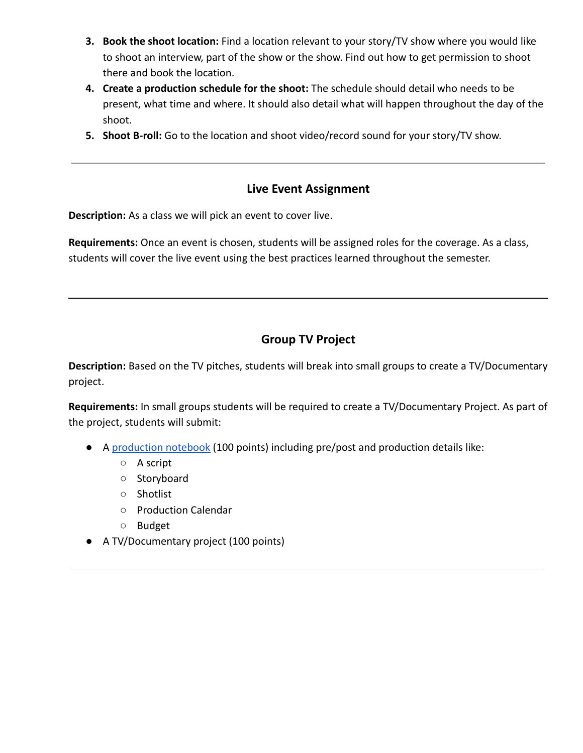3. **Book the shoot location:** Find a location relevant to your story/TV show where you would like to shoot an interview, part of the show or the show. Find out how to get permission to shoot there and book the location.
4. **Create a production schedule for the shoot:** The schedule should detail who needs to be present, what time and where. It should also detail what will happen throughout the day of the shoot.
5. **Shoot B-roll:** Go to the location and shoot video/record sound for your story/TV show.

---

## Live Event Assignment

**Description:** As a class we will pick an event to cover live.

**Requirements:** Once an event is chosen, students will be assigned roles for the coverage. As a class, students will cover the live event using the best practices learned throughout the semester.

---

## Group TV Project

**Description:** Based on the TV pitches, students will break into small groups to create a TV/Documentary project.

**Requirements:** In small groups students will be required to create a TV/Documentary Project. As part of the project, students will submit:

- A production notebook (100 points) including pre/post and production details like:
  - A script
  - Storyboard
  - Shotlist
  - Production Calendar
  - Budget
- A TV/Documentary project (100 points)

---